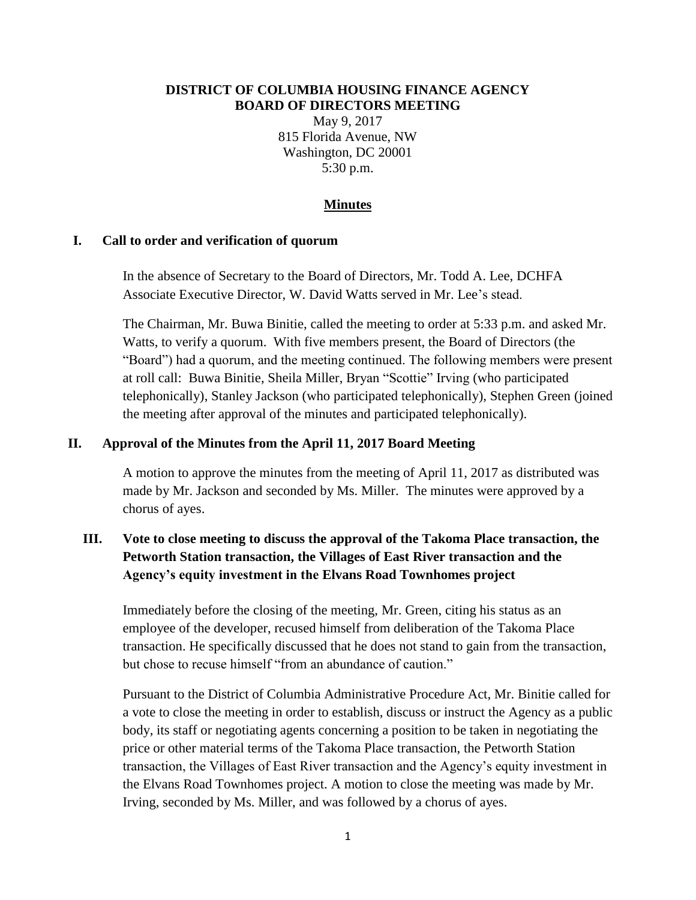# DISTRICT OF COLUMBIA HOUSING FINANCE AGENCY
# BOARD OF DIRECTORS MEETING

May 9, 2017
815 Florida Avenue, NW
Washington, DC 20001
5:30 p.m.

## Minutes

### I. Call to order and verification of quorum

In the absence of Secretary to the Board of Directors, Mr. Todd A. Lee, DCHFA Associate Executive Director, W. David Watts served in Mr. Lee's stead.

The Chairman, Mr. Buwa Binitie, called the meeting to order at 5:33 p.m. and asked Mr. Watts, to verify a quorum. With five members present, the Board of Directors (the "Board") had a quorum, and the meeting continued. The following members were present at roll call: Buwa Binitie, Sheila Miller, Bryan "Scottie" Irving (who participated telephonically), Stanley Jackson (who participated telephonically), Stephen Green (joined the meeting after approval of the minutes and participated telephonically).

### II. Approval of the Minutes from the April 11, 2017 Board Meeting

A motion to approve the minutes from the meeting of April 11, 2017 as distributed was made by Mr. Jackson and seconded by Ms. Miller. The minutes were approved by a chorus of ayes.

### III. Vote to close meeting to discuss the approval of the Takoma Place transaction, the Petworth Station transaction, the Villages of East River transaction and the Agency's equity investment in the Elvans Road Townhomes project

Immediately before the closing of the meeting, Mr. Green, citing his status as an employee of the developer, recused himself from deliberation of the Takoma Place transaction. He specifically discussed that he does not stand to gain from the transaction, but chose to recuse himself "from an abundance of caution."

Pursuant to the District of Columbia Administrative Procedure Act, Mr. Binitie called for a vote to close the meeting in order to establish, discuss or instruct the Agency as a public body, its staff or negotiating agents concerning a position to be taken in negotiating the price or other material terms of the Takoma Place transaction, the Petworth Station transaction, the Villages of East River transaction and the Agency's equity investment in the Elvans Road Townhomes project. A motion to close the meeting was made by Mr. Irving, seconded by Ms. Miller, and was followed by a chorus of ayes.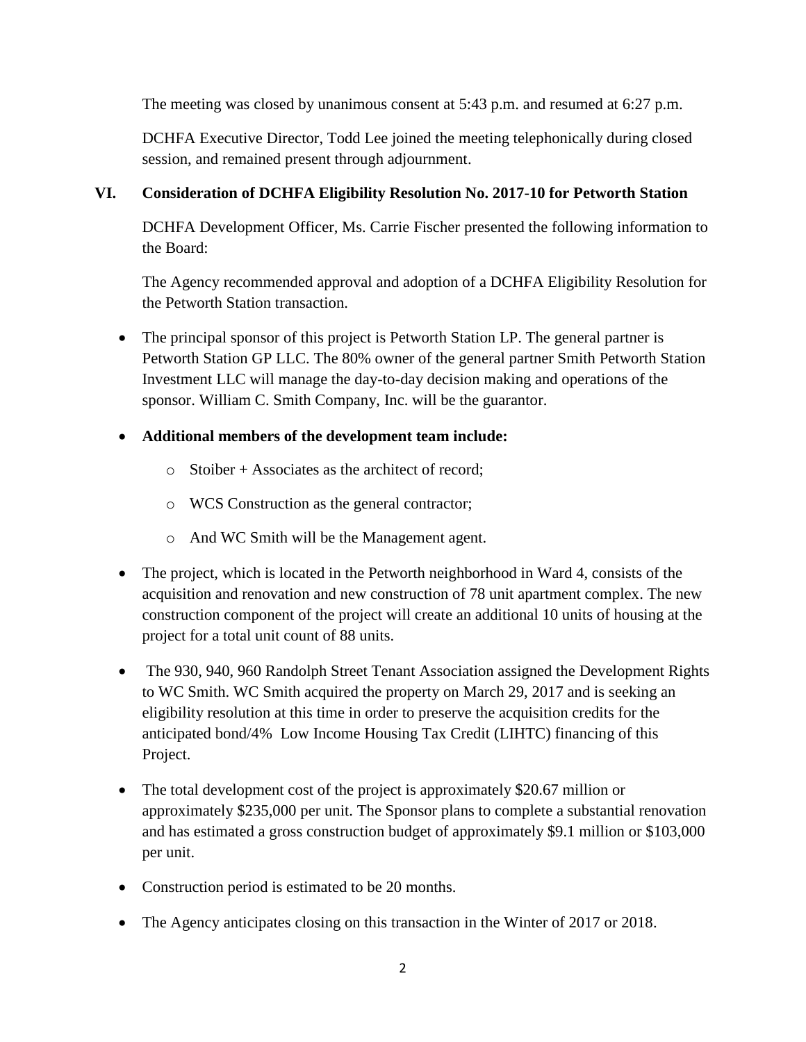The meeting was closed by unanimous consent at 5:43 p.m. and resumed at 6:27 p.m.

DCHFA Executive Director, Todd Lee joined the meeting telephonically during closed session, and remained present through adjournment.

## VI. Consideration of DCHFA Eligibility Resolution No. 2017-10 for Petworth Station

DCHFA Development Officer, Ms. Carrie Fischer presented the following information to the Board:

The Agency recommended approval and adoption of a DCHFA Eligibility Resolution for the Petworth Station transaction.

- The principal sponsor of this project is Petworth Station LP. The general partner is Petworth Station GP LLC. The 80% owner of the general partner Smith Petworth Station Investment LLC will manage the day-to-day decision making and operations of the sponsor. William C. Smith Company, Inc. will be the guarantor.
- **Additional members of the development team include:**
  - Stoiber + Associates as the architect of record;
  - WCS Construction as the general contractor;
  - And WC Smith will be the Management agent.
- The project, which is located in the Petworth neighborhood in Ward 4, consists of the acquisition and renovation and new construction of 78 unit apartment complex. The new construction component of the project will create an additional 10 units of housing at the project for a total unit count of 88 units.
- The 930, 940, 960 Randolph Street Tenant Association assigned the Development Rights to WC Smith. WC Smith acquired the property on March 29, 2017 and is seeking an eligibility resolution at this time in order to preserve the acquisition credits for the anticipated bond/4% Low Income Housing Tax Credit (LIHTC) financing of this Project.
- The total development cost of the project is approximately $20.67 million or approximately $235,000 per unit. The Sponsor plans to complete a substantial renovation and has estimated a gross construction budget of approximately $9.1 million or $103,000 per unit.
- Construction period is estimated to be 20 months.
- The Agency anticipates closing on this transaction in the Winter of 2017 or 2018.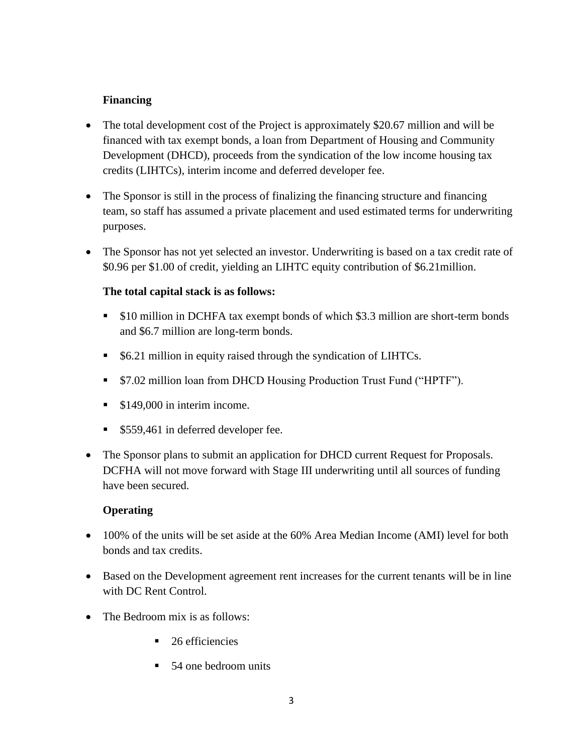**Financing**

- The total development cost of the Project is approximately $20.67 million and will be financed with tax exempt bonds, a loan from Department of Housing and Community Development (DHCD), proceeds from the syndication of the low income housing tax credits (LIHTCs), interim income and deferred developer fee.

- The Sponsor is still in the process of finalizing the financing structure and financing team, so staff has assumed a private placement and used estimated terms for underwriting purposes.

- The Sponsor has not yet selected an investor. Underwriting is based on a tax credit rate of $0.96 per $1.00 of credit, yielding an LIHTC equity contribution of $6.21million.

**The total capital stack is as follows:**

  - $10 million in DCHFA tax exempt bonds of which $3.3 million are short-term bonds and $6.7 million are long-term bonds.
  - $6.21 million in equity raised through the syndication of LIHTCs.
  - $7.02 million loan from DHCD Housing Production Trust Fund ("HPTF").
  - $149,000 in interim income.
  - $559,461 in deferred developer fee.

- The Sponsor plans to submit an application for DHCD current Request for Proposals. DCFHA will not move forward with Stage III underwriting until all sources of funding have been secured.

**Operating**

- 100% of the units will be set aside at the 60% Area Median Income (AMI) level for both bonds and tax credits.

- Based on the Development agreement rent increases for the current tenants will be in line with DC Rent Control.

- The Bedroom mix is as follows:

  - 26 efficiencies
  - 54 one bedroom units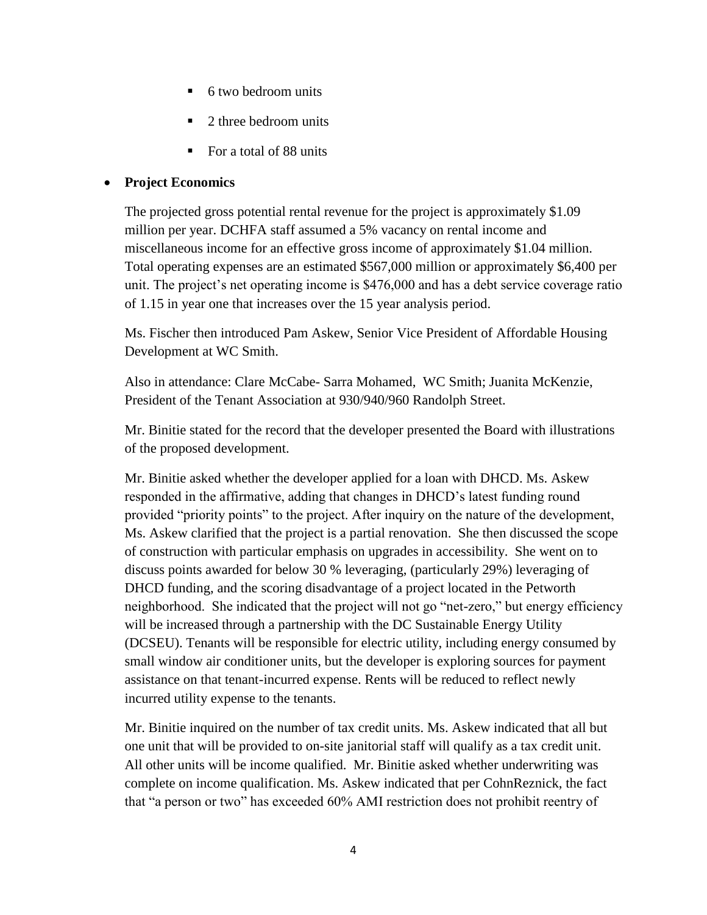- 6 two bedroom units
  - 2 three bedroom units
  - For a total of 88 units

- **Project Economics**

  The projected gross potential rental revenue for the project is approximately $1.09 million per year. DCHFA staff assumed a 5% vacancy on rental income and miscellaneous income for an effective gross income of approximately $1.04 million. Total operating expenses are an estimated $567,000 million or approximately $6,400 per unit. The project's net operating income is $476,000 and has a debt service coverage ratio of 1.15 in year one that increases over the 15 year analysis period.

  Ms. Fischer then introduced Pam Askew, Senior Vice President of Affordable Housing Development at WC Smith.

  Also in attendance: Clare McCabe- Sarra Mohamed, WC Smith; Juanita McKenzie, President of the Tenant Association at 930/940/960 Randolph Street.

  Mr. Binitie stated for the record that the developer presented the Board with illustrations of the proposed development.

  Mr. Binitie asked whether the developer applied for a loan with DHCD. Ms. Askew responded in the affirmative, adding that changes in DHCD's latest funding round provided "priority points" to the project. After inquiry on the nature of the development, Ms. Askew clarified that the project is a partial renovation. She then discussed the scope of construction with particular emphasis on upgrades in accessibility. She went on to discuss points awarded for below 30 % leveraging, (particularly 29%) leveraging of DHCD funding, and the scoring disadvantage of a project located in the Petworth neighborhood. She indicated that the project will not go "net-zero," but energy efficiency will be increased through a partnership with the DC Sustainable Energy Utility (DCSEU). Tenants will be responsible for electric utility, including energy consumed by small window air conditioner units, but the developer is exploring sources for payment assistance on that tenant-incurred expense. Rents will be reduced to reflect newly incurred utility expense to the tenants.

  Mr. Binitie inquired on the number of tax credit units. Ms. Askew indicated that all but one unit that will be provided to on-site janitorial staff will qualify as a tax credit unit. All other units will be income qualified. Mr. Binitie asked whether underwriting was complete on income qualification. Ms. Askew indicated that per CohnReznick, the fact that "a person or two" has exceeded 60% AMI restriction does not prohibit reentry of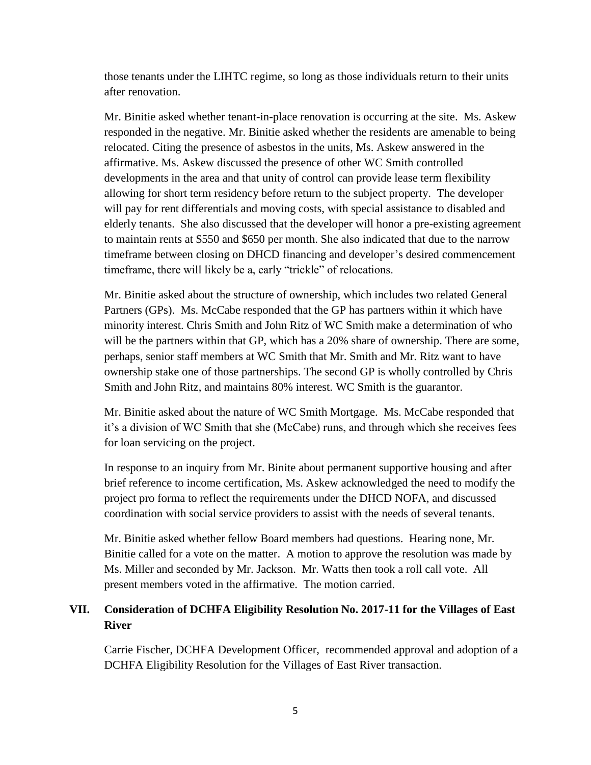those tenants under the LIHTC regime, so long as those individuals return to their units after renovation.

Mr. Binitie asked whether tenant-in-place renovation is occurring at the site. Ms. Askew responded in the negative. Mr. Binitie asked whether the residents are amenable to being relocated. Citing the presence of asbestos in the units, Ms. Askew answered in the affirmative. Ms. Askew discussed the presence of other WC Smith controlled developments in the area and that unity of control can provide lease term flexibility allowing for short term residency before return to the subject property. The developer will pay for rent differentials and moving costs, with special assistance to disabled and elderly tenants. She also discussed that the developer will honor a pre-existing agreement to maintain rents at $550 and $650 per month. She also indicated that due to the narrow timeframe between closing on DHCD financing and developer's desired commencement timeframe, there will likely be a, early "trickle" of relocations.

Mr. Binitie asked about the structure of ownership, which includes two related General Partners (GPs). Ms. McCabe responded that the GP has partners within it which have minority interest. Chris Smith and John Ritz of WC Smith make a determination of who will be the partners within that GP, which has a 20% share of ownership. There are some, perhaps, senior staff members at WC Smith that Mr. Smith and Mr. Ritz want to have ownership stake one of those partnerships. The second GP is wholly controlled by Chris Smith and John Ritz, and maintains 80% interest. WC Smith is the guarantor.

Mr. Binitie asked about the nature of WC Smith Mortgage. Ms. McCabe responded that it's a division of WC Smith that she (McCabe) runs, and through which she receives fees for loan servicing on the project.

In response to an inquiry from Mr. Binite about permanent supportive housing and after brief reference to income certification, Ms. Askew acknowledged the need to modify the project pro forma to reflect the requirements under the DHCD NOFA, and discussed coordination with social service providers to assist with the needs of several tenants.

Mr. Binitie asked whether fellow Board members had questions. Hearing none, Mr. Binitie called for a vote on the matter. A motion to approve the resolution was made by Ms. Miller and seconded by Mr. Jackson. Mr. Watts then took a roll call vote. All present members voted in the affirmative. The motion carried.

## VII. Consideration of DCHFA Eligibility Resolution No. 2017-11 for the Villages of East River

Carrie Fischer, DCHFA Development Officer, recommended approval and adoption of a DCHFA Eligibility Resolution for the Villages of East River transaction.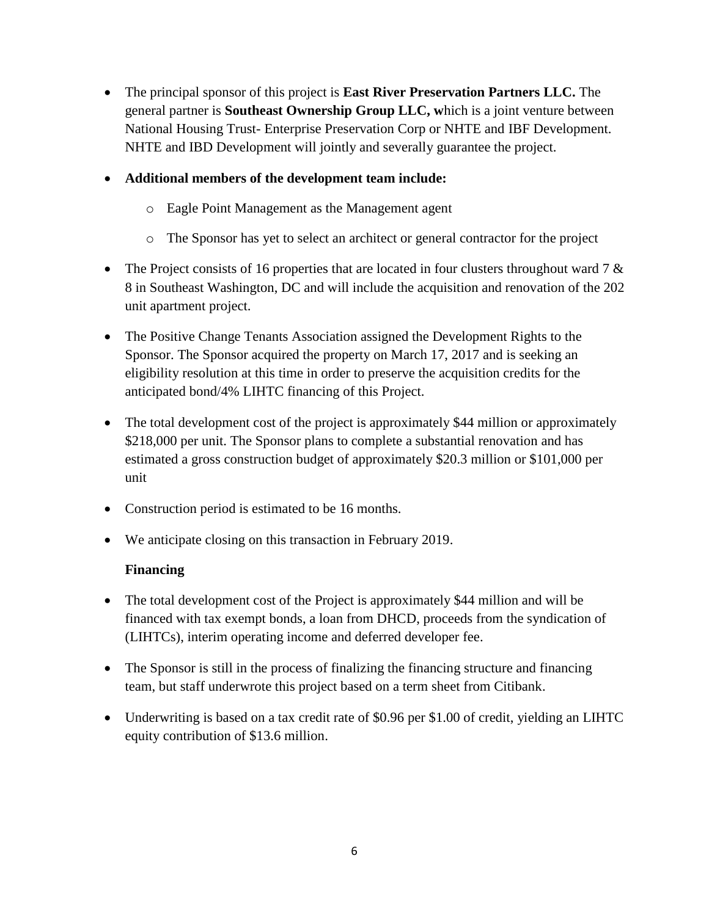- The principal sponsor of this project is **East River Preservation Partners LLC.** The general partner is **Southeast Ownership Group LLC, w**hich is a joint venture between National Housing Trust- Enterprise Preservation Corp or NHTE and IBF Development. NHTE and IBD Development will jointly and severally guarantee the project.

- **Additional members of the development team include:**
  - Eagle Point Management as the Management agent
  - The Sponsor has yet to select an architect or general contractor for the project

- The Project consists of 16 properties that are located in four clusters throughout ward 7 & 8 in Southeast Washington, DC and will include the acquisition and renovation of the 202 unit apartment project.

- The Positive Change Tenants Association assigned the Development Rights to the Sponsor. The Sponsor acquired the property on March 17, 2017 and is seeking an eligibility resolution at this time in order to preserve the acquisition credits for the anticipated bond/4% LIHTC financing of this Project.

- The total development cost of the project is approximately $44 million or approximately $218,000 per unit. The Sponsor plans to complete a substantial renovation and has estimated a gross construction budget of approximately $20.3 million or $101,000 per unit

- Construction period is estimated to be 16 months.

- We anticipate closing on this transaction in February 2019.

**Financing**

- The total development cost of the Project is approximately $44 million and will be financed with tax exempt bonds, a loan from DHCD, proceeds from the syndication of (LIHTCs), interim operating income and deferred developer fee.

- The Sponsor is still in the process of finalizing the financing structure and financing team, but staff underwrote this project based on a term sheet from Citibank.

- Underwriting is based on a tax credit rate of $0.96 per $1.00 of credit, yielding an LIHTC equity contribution of $13.6 million.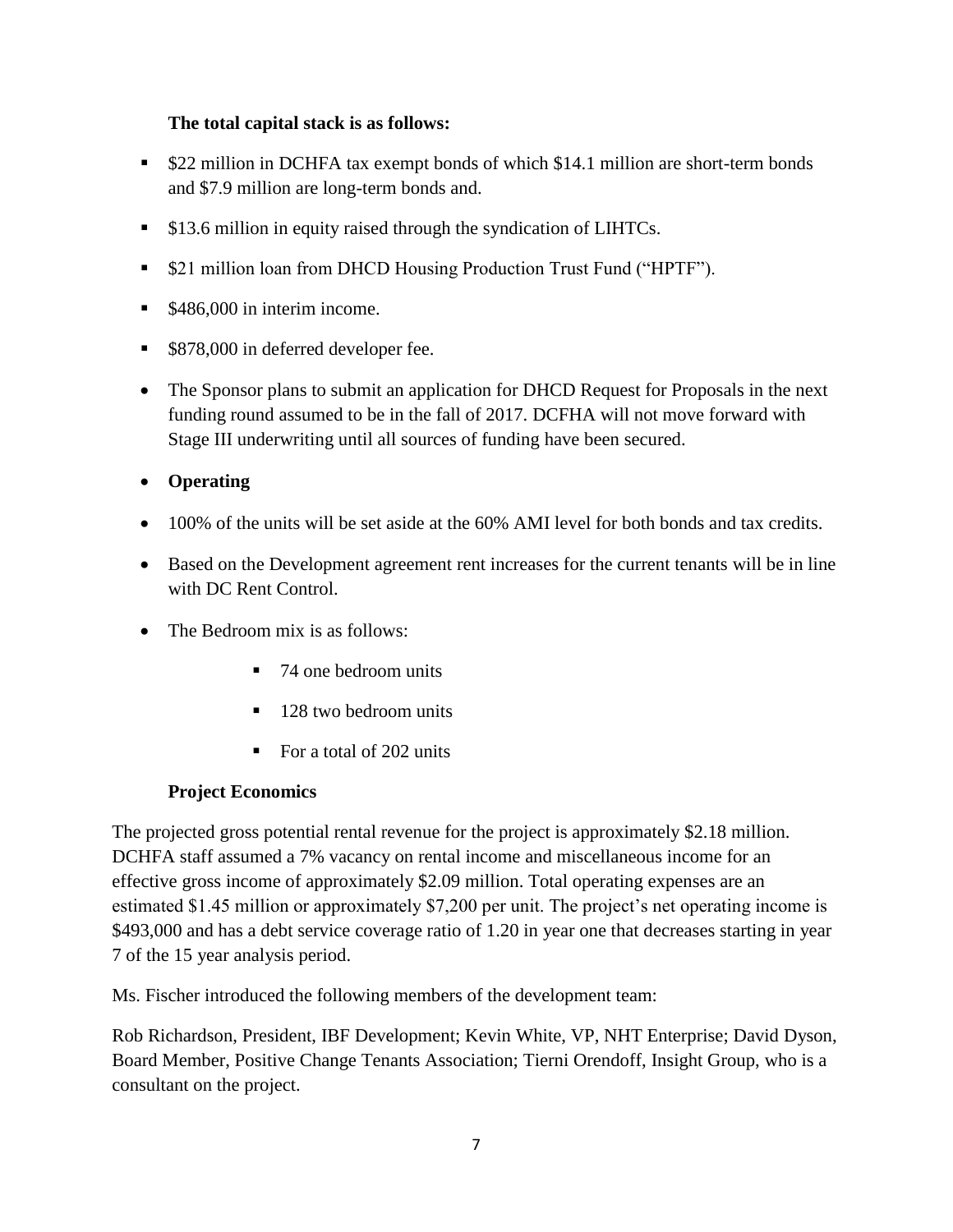**The total capital stack is as follows:**

- $22 million in DCHFA tax exempt bonds of which $14.1 million are short-term bonds and $7.9 million are long-term bonds and.
- $13.6 million in equity raised through the syndication of LIHTCs.
- $21 million loan from DHCD Housing Production Trust Fund ("HPTF").
- $486,000 in interim income.
- $878,000 in deferred developer fee.

- The Sponsor plans to submit an application for DHCD Request for Proposals in the next funding round assumed to be in the fall of 2017. DCFHA will not move forward with Stage III underwriting until all sources of funding have been secured.
- **Operating**
- 100% of the units will be set aside at the 60% AMI level for both bonds and tax credits.
- Based on the Development agreement rent increases for the current tenants will be in line with DC Rent Control.
- The Bedroom mix is as follows:
    - 74 one bedroom units
    - 128 two bedroom units
    - For a total of 202 units

**Project Economics**

The projected gross potential rental revenue for the project is approximately $2.18 million. DCHFA staff assumed a 7% vacancy on rental income and miscellaneous income for an effective gross income of approximately $2.09 million. Total operating expenses are an estimated $1.45 million or approximately $7,200 per unit. The project's net operating income is $493,000 and has a debt service coverage ratio of 1.20 in year one that decreases starting in year 7 of the 15 year analysis period.

Ms. Fischer introduced the following members of the development team:

Rob Richardson, President, IBF Development; Kevin White, VP, NHT Enterprise; David Dyson, Board Member, Positive Change Tenants Association; Tierni Orendoff, Insight Group, who is a consultant on the project.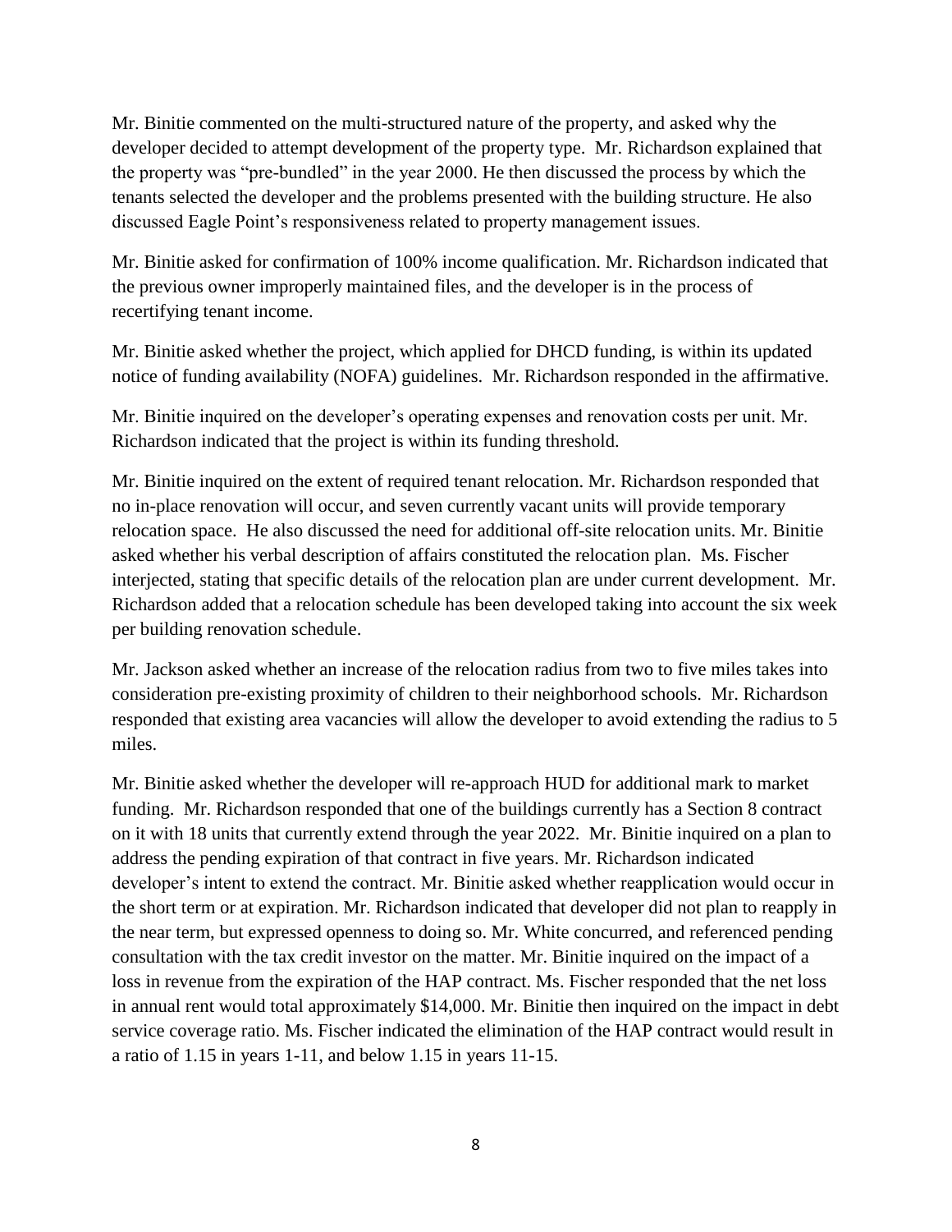Mr. Binitie commented on the multi-structured nature of the property, and asked why the developer decided to attempt development of the property type. Mr. Richardson explained that the property was "pre-bundled" in the year 2000. He then discussed the process by which the tenants selected the developer and the problems presented with the building structure. He also discussed Eagle Point's responsiveness related to property management issues.

Mr. Binitie asked for confirmation of 100% income qualification. Mr. Richardson indicated that the previous owner improperly maintained files, and the developer is in the process of recertifying tenant income.

Mr. Binitie asked whether the project, which applied for DHCD funding, is within its updated notice of funding availability (NOFA) guidelines. Mr. Richardson responded in the affirmative.

Mr. Binitie inquired on the developer's operating expenses and renovation costs per unit. Mr. Richardson indicated that the project is within its funding threshold.

Mr. Binitie inquired on the extent of required tenant relocation. Mr. Richardson responded that no in-place renovation will occur, and seven currently vacant units will provide temporary relocation space. He also discussed the need for additional off-site relocation units. Mr. Binitie asked whether his verbal description of affairs constituted the relocation plan. Ms. Fischer interjected, stating that specific details of the relocation plan are under current development. Mr. Richardson added that a relocation schedule has been developed taking into account the six week per building renovation schedule.

Mr. Jackson asked whether an increase of the relocation radius from two to five miles takes into consideration pre-existing proximity of children to their neighborhood schools. Mr. Richardson responded that existing area vacancies will allow the developer to avoid extending the radius to 5 miles.

Mr. Binitie asked whether the developer will re-approach HUD for additional mark to market funding. Mr. Richardson responded that one of the buildings currently has a Section 8 contract on it with 18 units that currently extend through the year 2022. Mr. Binitie inquired on a plan to address the pending expiration of that contract in five years. Mr. Richardson indicated developer's intent to extend the contract. Mr. Binitie asked whether reapplication would occur in the short term or at expiration. Mr. Richardson indicated that developer did not plan to reapply in the near term, but expressed openness to doing so. Mr. White concurred, and referenced pending consultation with the tax credit investor on the matter. Mr. Binitie inquired on the impact of a loss in revenue from the expiration of the HAP contract. Ms. Fischer responded that the net loss in annual rent would total approximately $14,000. Mr. Binitie then inquired on the impact in debt service coverage ratio. Ms. Fischer indicated the elimination of the HAP contract would result in a ratio of 1.15 in years 1-11, and below 1.15 in years 11-15.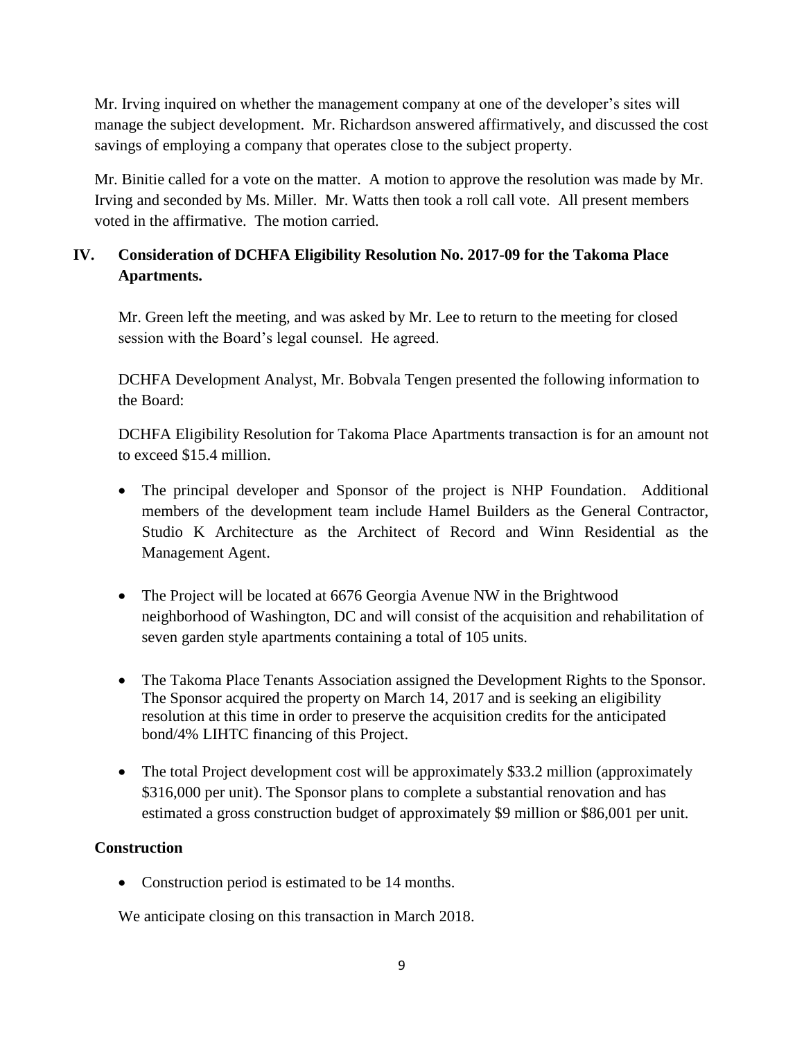Mr. Irving inquired on whether the management company at one of the developer's sites will manage the subject development. Mr. Richardson answered affirmatively, and discussed the cost savings of employing a company that operates close to the subject property.

Mr. Binitie called for a vote on the matter. A motion to approve the resolution was made by Mr. Irving and seconded by Ms. Miller. Mr. Watts then took a roll call vote. All present members voted in the affirmative. The motion carried.

## IV. Consideration of DCHFA Eligibility Resolution No. 2017-09 for the Takoma Place Apartments.

Mr. Green left the meeting, and was asked by Mr. Lee to return to the meeting for closed session with the Board's legal counsel. He agreed.

DCHFA Development Analyst, Mr. Bobvala Tengen presented the following information to the Board:

DCHFA Eligibility Resolution for Takoma Place Apartments transaction is for an amount not to exceed $15.4 million.

- The principal developer and Sponsor of the project is NHP Foundation. Additional members of the development team include Hamel Builders as the General Contractor, Studio K Architecture as the Architect of Record and Winn Residential as the Management Agent.
- The Project will be located at 6676 Georgia Avenue NW in the Brightwood neighborhood of Washington, DC and will consist of the acquisition and rehabilitation of seven garden style apartments containing a total of 105 units.
- The Takoma Place Tenants Association assigned the Development Rights to the Sponsor. The Sponsor acquired the property on March 14, 2017 and is seeking an eligibility resolution at this time in order to preserve the acquisition credits for the anticipated bond/4% LIHTC financing of this Project.
- The total Project development cost will be approximately $33.2 million (approximately $316,000 per unit). The Sponsor plans to complete a substantial renovation and has estimated a gross construction budget of approximately $9 million or $86,001 per unit.

**Construction**

- Construction period is estimated to be 14 months.

We anticipate closing on this transaction in March 2018.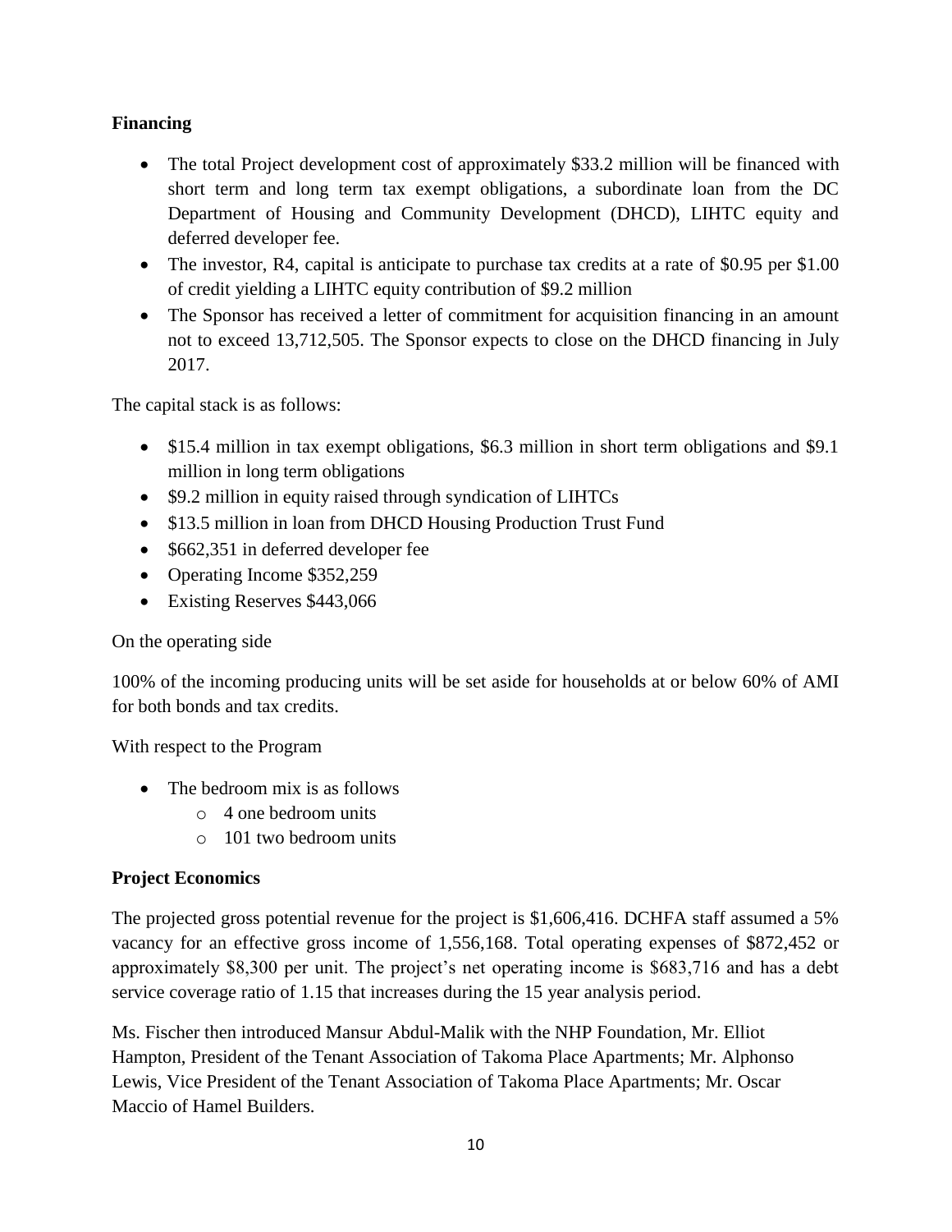**Financing**

- The total Project development cost of approximately $33.2 million will be financed with short term and long term tax exempt obligations, a subordinate loan from the DC Department of Housing and Community Development (DHCD), LIHTC equity and deferred developer fee.
- The investor, R4, capital is anticipate to purchase tax credits at a rate of $0.95 per $1.00 of credit yielding a LIHTC equity contribution of $9.2 million
- The Sponsor has received a letter of commitment for acquisition financing in an amount not to exceed 13,712,505. The Sponsor expects to close on the DHCD financing in July 2017.

The capital stack is as follows:

- $15.4 million in tax exempt obligations, $6.3 million in short term obligations and $9.1 million in long term obligations
- $9.2 million in equity raised through syndication of LIHTCs
- $13.5 million in loan from DHCD Housing Production Trust Fund
- $662,351 in deferred developer fee
- Operating Income $352,259
- Existing Reserves $443,066

On the operating side

100% of the incoming producing units will be set aside for households at or below 60% of AMI for both bonds and tax credits.

With respect to the Program

- The bedroom mix is as follows
  - 4 one bedroom units
  - 101 two bedroom units

**Project Economics**

The projected gross potential revenue for the project is $1,606,416. DCHFA staff assumed a 5% vacancy for an effective gross income of 1,556,168. Total operating expenses of $872,452 or approximately $8,300 per unit. The project's net operating income is $683,716 and has a debt service coverage ratio of 1.15 that increases during the 15 year analysis period.

Ms. Fischer then introduced Mansur Abdul-Malik with the NHP Foundation, Mr. Elliot Hampton, President of the Tenant Association of Takoma Place Apartments; Mr. Alphonso Lewis, Vice President of the Tenant Association of Takoma Place Apartments; Mr. Oscar Maccio of Hamel Builders.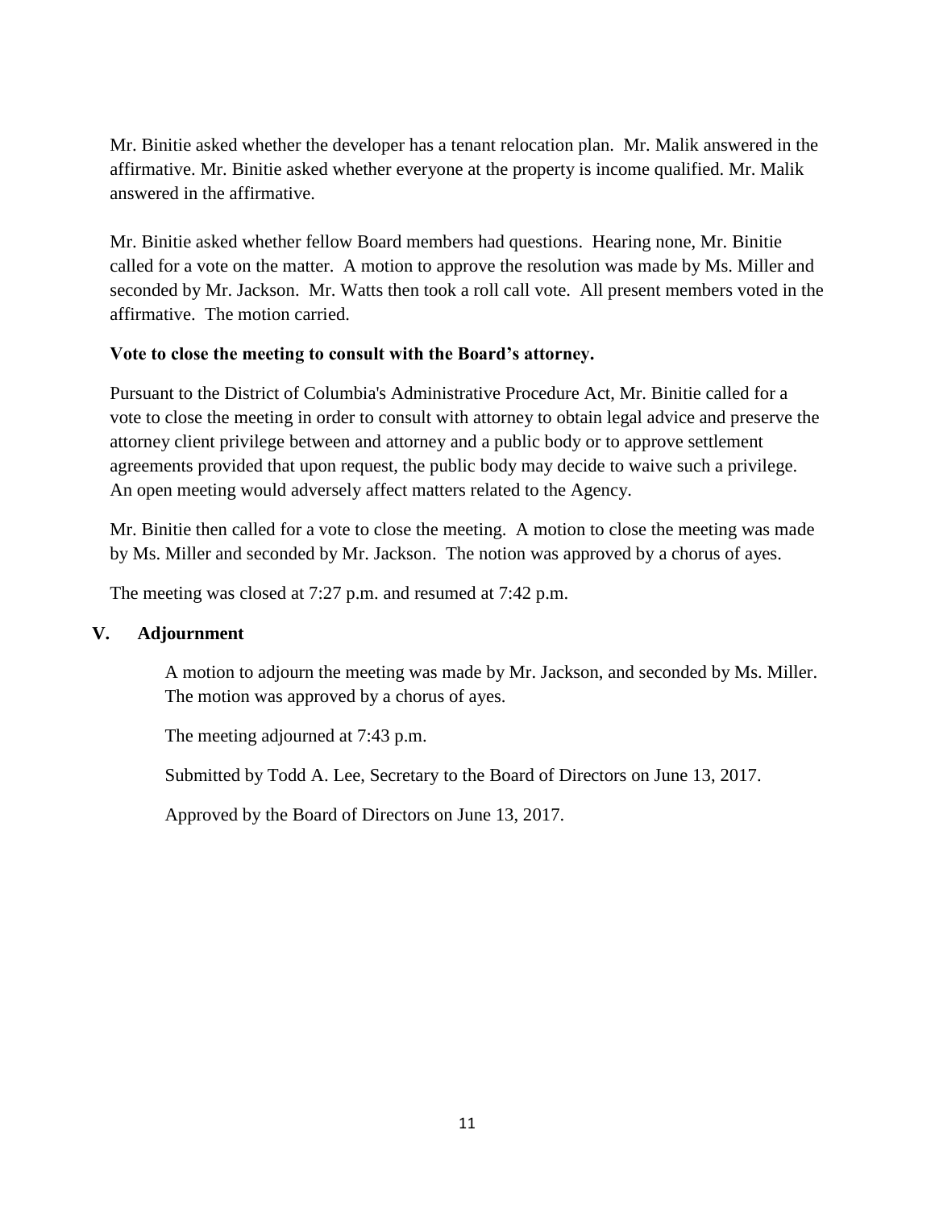Mr. Binitie asked whether the developer has a tenant relocation plan. Mr. Malik answered in the affirmative. Mr. Binitie asked whether everyone at the property is income qualified. Mr. Malik answered in the affirmative.

Mr. Binitie asked whether fellow Board members had questions. Hearing none, Mr. Binitie called for a vote on the matter. A motion to approve the resolution was made by Ms. Miller and seconded by Mr. Jackson. Mr. Watts then took a roll call vote. All present members voted in the affirmative. The motion carried.

**Vote to close the meeting to consult with the Board's attorney.**

Pursuant to the District of Columbia's Administrative Procedure Act, Mr. Binitie called for a vote to close the meeting in order to consult with attorney to obtain legal advice and preserve the attorney client privilege between and attorney and a public body or to approve settlement agreements provided that upon request, the public body may decide to waive such a privilege. An open meeting would adversely affect matters related to the Agency.

Mr. Binitie then called for a vote to close the meeting. A motion to close the meeting was made by Ms. Miller and seconded by Mr. Jackson. The notion was approved by a chorus of ayes.

The meeting was closed at 7:27 p.m. and resumed at 7:42 p.m.

## V. Adjournment

A motion to adjourn the meeting was made by Mr. Jackson, and seconded by Ms. Miller. The motion was approved by a chorus of ayes.

The meeting adjourned at 7:43 p.m.

Submitted by Todd A. Lee, Secretary to the Board of Directors on June 13, 2017.

Approved by the Board of Directors on June 13, 2017.